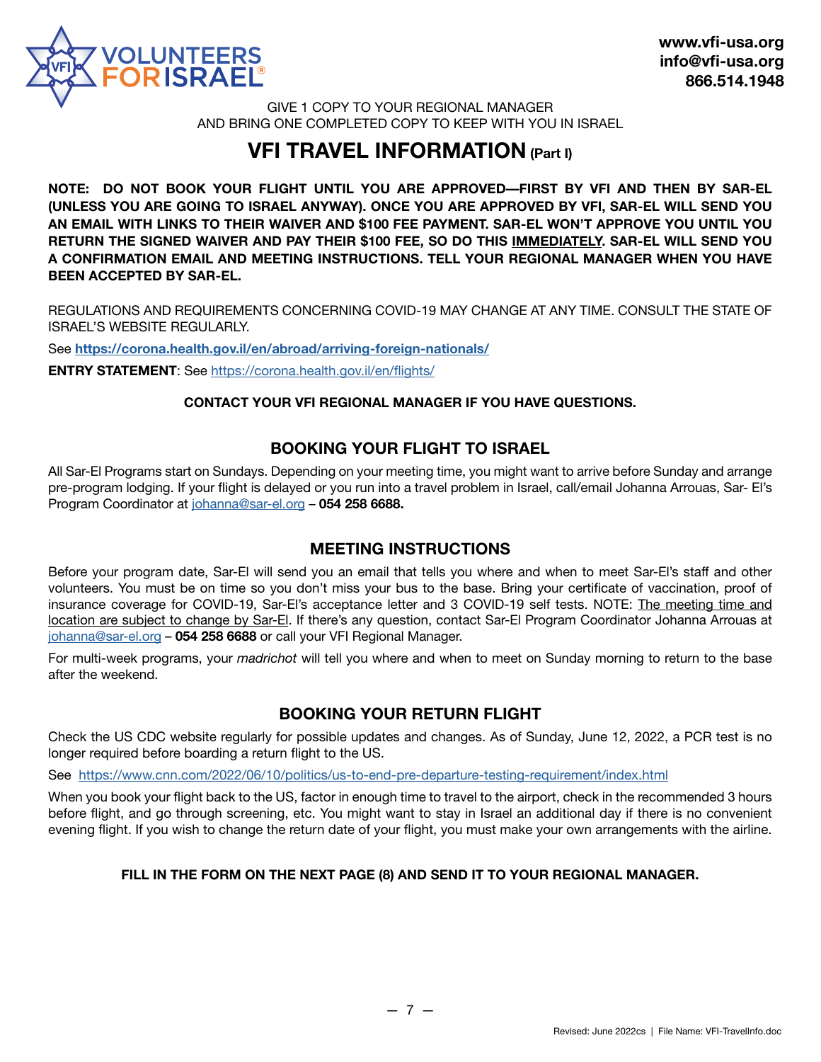VOLUNTEERS FOR ISRAEL®

www.vfi-usa.org
info@vfi-usa.org
866.514.1948

GIVE 1 COPY TO YOUR REGIONAL MANAGER
AND BRING ONE COMPLETED COPY TO KEEP WITH YOU IN ISRAEL

# VFI TRAVEL INFORMATION (Part I)

**NOTE: DO NOT BOOK YOUR FLIGHT UNTIL YOU ARE APPROVED—FIRST BY VFI AND THEN BY SAR-EL (UNLESS YOU ARE GOING TO ISRAEL ANYWAY). ONCE YOU ARE APPROVED BY VFI, SAR-EL WILL SEND YOU AN EMAIL WITH LINKS TO THEIR WAIVER AND $100 FEE PAYMENT. SAR-EL WON'T APPROVE YOU UNTIL YOU RETURN THE SIGNED WAIVER AND PAY THEIR $100 FEE, SO DO THIS <u>IMMEDIATELY</u>. SAR-EL WILL SEND YOU A CONFIRMATION EMAIL AND MEETING INSTRUCTIONS. TELL YOUR REGIONAL MANAGER WHEN YOU HAVE BEEN ACCEPTED BY SAR-EL.**

REGULATIONS AND REQUIREMENTS CONCERNING COVID-19 MAY CHANGE AT ANY TIME. CONSULT THE STATE OF ISRAEL'S WEBSITE REGULARLY.

See **https://corona.health.gov.il/en/abroad/arriving-foreign-nationals/**

**ENTRY STATEMENT**: See https://corona.health.gov.il/en/flights/

**CONTACT YOUR VFI REGIONAL MANAGER IF YOU HAVE QUESTIONS.**

## BOOKING YOUR FLIGHT TO ISRAEL

All Sar-El Programs start on Sundays. Depending on your meeting time, you might want to arrive before Sunday and arrange pre-program lodging. If your flight is delayed or you run into a travel problem in Israel, call/email Johanna Arrouas, Sar- El's Program Coordinator at johanna@sar-el.org – **054 258 6688.**

## MEETING INSTRUCTIONS

Before your program date, Sar-El will send you an email that tells you where and when to meet Sar-El's staff and other volunteers. You must be on time so you don't miss your bus to the base. Bring your certificate of vaccination, proof of insurance coverage for COVID-19, Sar-El's acceptance letter and 3 COVID-19 self tests. NOTE: <u>The meeting time and location are subject to change by Sar-El</u>. If there's any question, contact Sar-El Program Coordinator Johanna Arrouas at johanna@sar-el.org – **054 258 6688** or call your VFI Regional Manager.

For multi-week programs, your *madrichot* will tell you where and when to meet on Sunday morning to return to the base after the weekend.

## BOOKING YOUR RETURN FLIGHT

Check the US CDC website regularly for possible updates and changes. As of Sunday, June 12, 2022, a PCR test is no longer required before boarding a return flight to the US.

See https://www.cnn.com/2022/06/10/politics/us-to-end-pre-departure-testing-requirement/index.html

When you book your flight back to the US, factor in enough time to travel to the airport, check in the recommended 3 hours before flight, and go through screening, etc. You might want to stay in Israel an additional day if there is no convenient evening flight. If you wish to change the return date of your flight, you must make your own arrangements with the airline.

**FILL IN THE FORM ON THE NEXT PAGE (8) AND SEND IT TO YOUR REGIONAL MANAGER.**

Revised: June 2022cs | File Name: VFI-TravelInfo.doc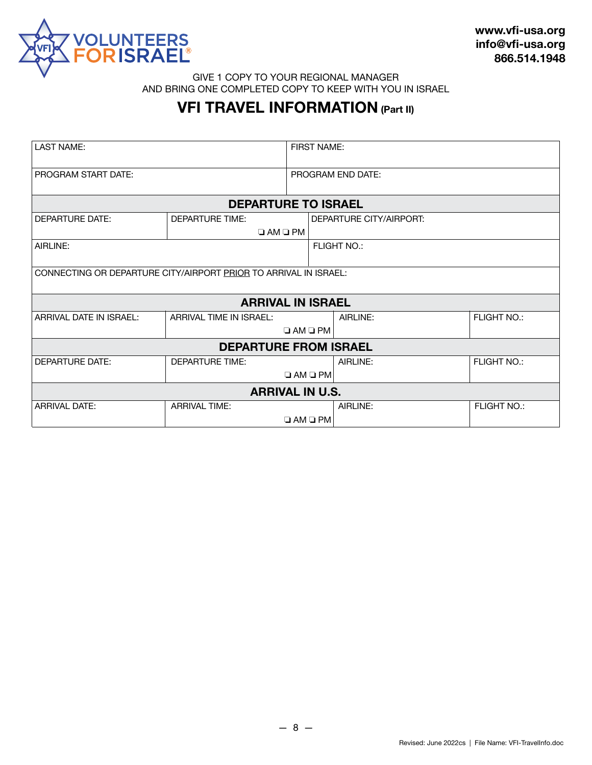VOLUNTEERS FOR ISRAEL®

www.vfi-usa.org
info@vfi-usa.org
866.514.1948

GIVE 1 COPY TO YOUR REGIONAL MANAGER
AND BRING ONE COMPLETED COPY TO KEEP WITH YOU IN ISRAEL

# VFI TRAVEL INFORMATION (Part II)

| | | | |
|---|---|---|---|
| LAST NAME: | | FIRST NAME: | |
| PROGRAM START DATE: | | PROGRAM END DATE: | |
| **DEPARTURE TO ISRAEL** | | | |
| DEPARTURE DATE: | DEPARTURE TIME: ❑ AM ❑ PM | DEPARTURE CITY/AIRPORT: | |
| AIRLINE: | | FLIGHT NO.: | |
| CONNECTING OR DEPARTURE CITY/AIRPORT <u>PRIOR</u> TO ARRIVAL IN ISRAEL: | | | |
| **ARRIVAL IN ISRAEL** | | | |
| ARRIVAL DATE IN ISRAEL: | ARRIVAL TIME IN ISRAEL: ❑ AM ❑ PM | AIRLINE: | FLIGHT NO.: |
| **DEPARTURE FROM ISRAEL** | | | |
| DEPARTURE DATE: | DEPARTURE TIME: ❑ AM ❑ PM | AIRLINE: | FLIGHT NO.: |
| **ARRIVAL IN U.S.** | | | |
| ARRIVAL DATE: | ARRIVAL TIME: ❑ AM ❑ PM | AIRLINE: | FLIGHT NO.: |

Revised: June 2022cs | File Name: VFI-TravelInfo.doc